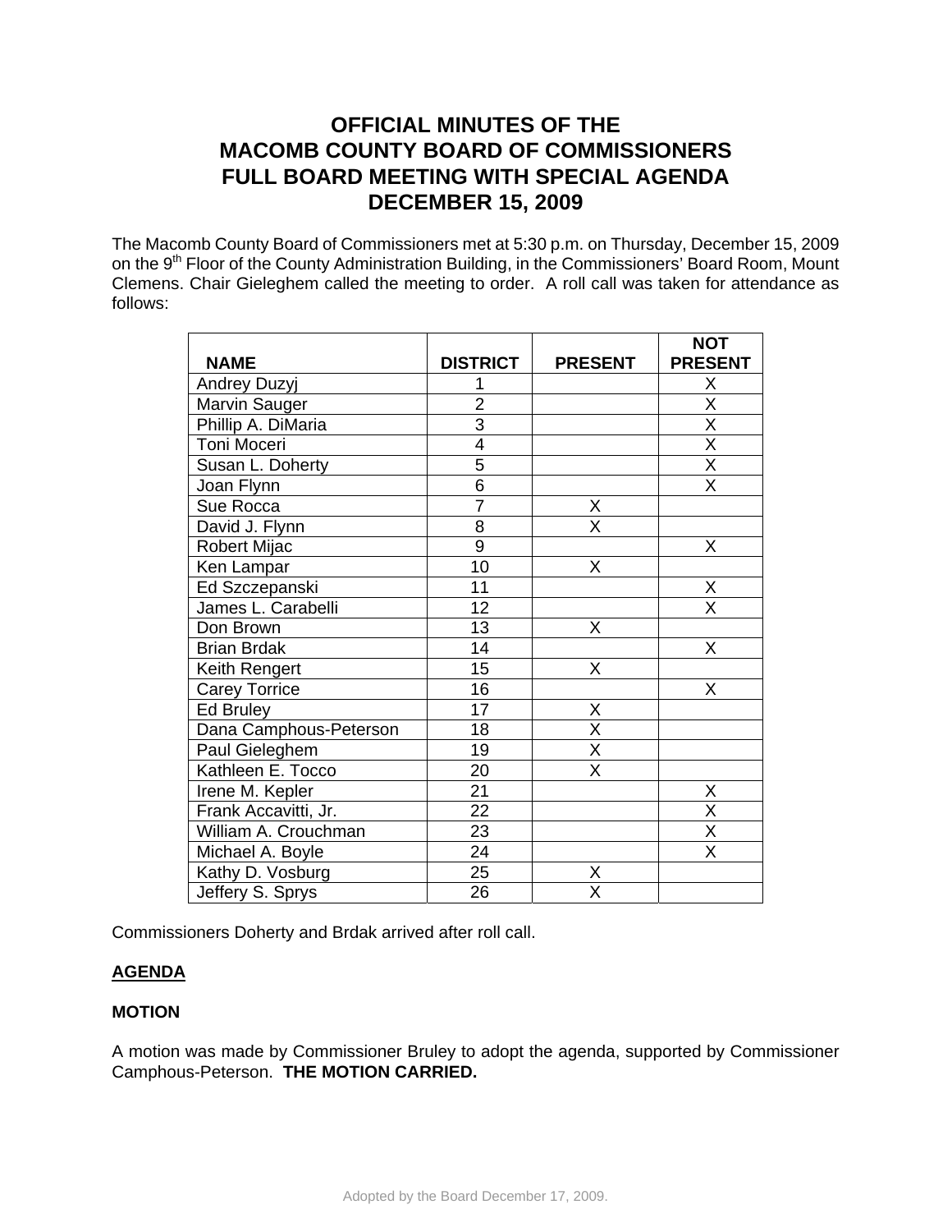# OFFICIAL MINUTES OF THE MACOMB COUNTY BOARD OF COMMISSIONERS FULL BOARD MEETING WITH SPECIAL AGENDA DECEMBER 15, 2009

The Macomb County Board of Commissioners met at 5:30 p.m. on Thursday, December 15, 2009 on the 9th Floor of the County Administration Building, in the Commissioners' Board Room, Mount Clemens. Chair Gieleghem called the meeting to order. A roll call was taken for attendance as follows:

| NAME | DISTRICT | PRESENT | NOT PRESENT |
|---|---|---|---|
| Andrey Duzyj | 1 | | X |
| Marvin Sauger | 2 | | X |
| Phillip A. DiMaria | 3 | | X |
| Toni Moceri | 4 | | X |
| Susan L. Doherty | 5 | | X |
| Joan Flynn | 6 | | X |
| Sue Rocca | 7 | X | |
| David J. Flynn | 8 | X | |
| Robert Mijac | 9 | | X |
| Ken Lampar | 10 | X | |
| Ed Szczepanski | 11 | | X |
| James L. Carabelli | 12 | | X |
| Don Brown | 13 | X | |
| Brian Brdak | 14 | | X |
| Keith Rengert | 15 | X | |
| Carey Torrice | 16 | | X |
| Ed Bruley | 17 | X | |
| Dana Camphous-Peterson | 18 | X | |
| Paul Gieleghem | 19 | X | |
| Kathleen E. Tocco | 20 | X | |
| Irene M. Kepler | 21 | | X |
| Frank Accavitti, Jr. | 22 | | X |
| William A. Crouchman | 23 | | X |
| Michael A. Boyle | 24 | | X |
| Kathy D. Vosburg | 25 | X | |
| Jeffery S. Sprys | 26 | X | |

Commissioners Doherty and Brdak arrived after roll call.

**AGENDA**

**MOTION**

A motion was made by Commissioner Bruley to adopt the agenda, supported by Commissioner Camphous-Peterson. **THE MOTION CARRIED.**

Adopted by the Board December 17, 2009.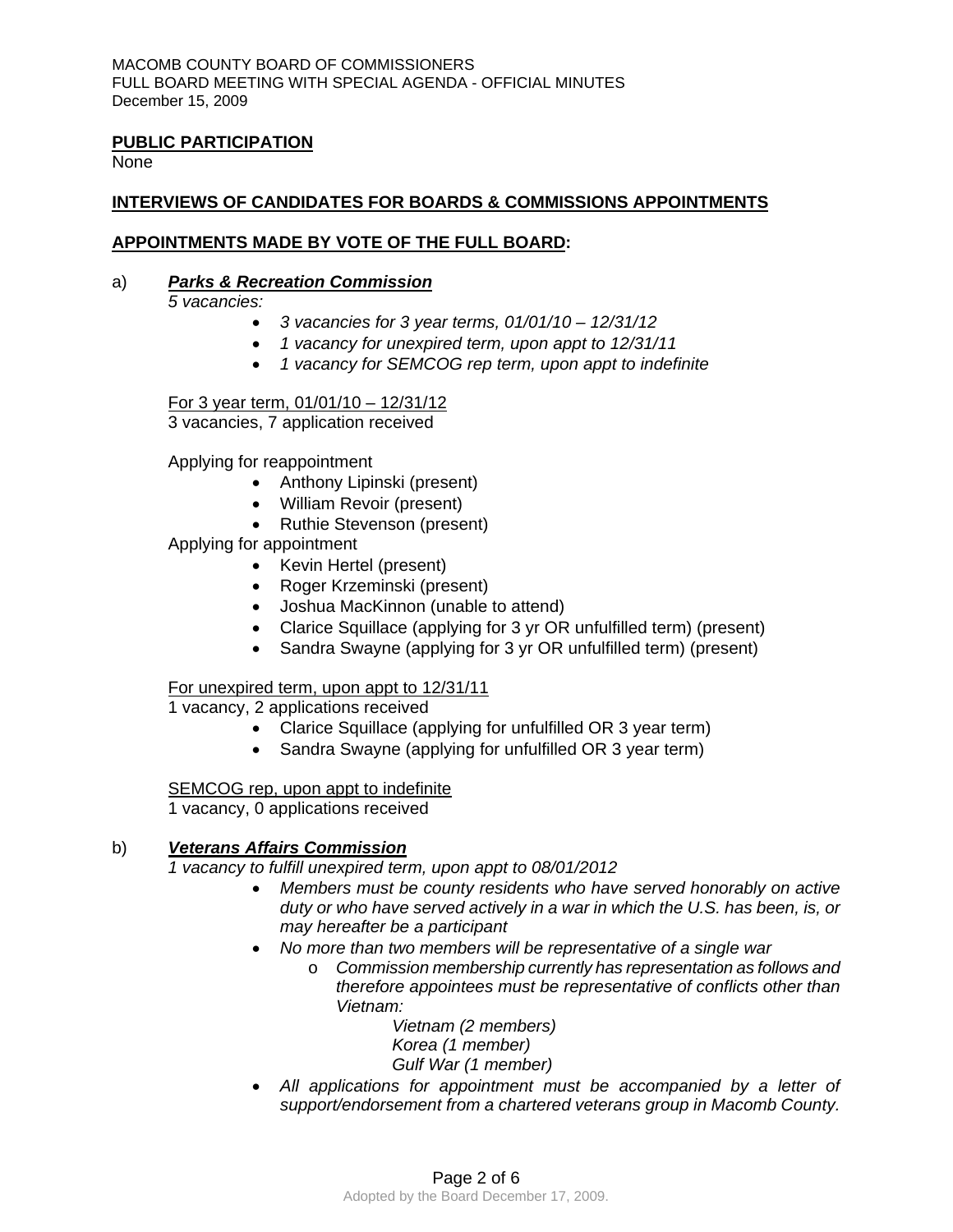**PUBLIC PARTICIPATION**
None

**INTERVIEWS OF CANDIDATES FOR BOARDS & COMMISSIONS APPOINTMENTS**

**APPOINTMENTS MADE BY VOTE OF THE FULL BOARD:**

a) ***Parks & Recreation Commission***
*5 vacancies:*
- *3 vacancies for 3 year terms, 01/01/10 – 12/31/12*
- *1 vacancy for unexpired term, upon appt to 12/31/11*
- *1 vacancy for SEMCOG rep term, upon appt to indefinite*

For 3 year term, 01/01/10 – 12/31/12
3 vacancies, 7 application received

Applying for reappointment
- Anthony Lipinski (present)
- William Revoir (present)
- Ruthie Stevenson (present)

Applying for appointment
- Kevin Hertel (present)
- Roger Krzeminski (present)
- Joshua MacKinnon (unable to attend)
- Clarice Squillace (applying for 3 yr OR unfulfilled term) (present)
- Sandra Swayne (applying for 3 yr OR unfulfilled term) (present)

For unexpired term, upon appt to 12/31/11
1 vacancy, 2 applications received
- Clarice Squillace (applying for unfulfilled OR 3 year term)
- Sandra Swayne (applying for unfulfilled OR 3 year term)

SEMCOG rep, upon appt to indefinite
1 vacancy, 0 applications received

b) ***Veterans Affairs Commission***
*1 vacancy to fulfill unexpired term, upon appt to 08/01/2012*
- *Members must be county residents who have served honorably on active duty or who have served actively in a war in which the U.S. has been, is, or may hereafter be a participant*
- *No more than two members will be representative of a single war*
  - *Commission membership currently has representation as follows and therefore appointees must be representative of conflicts other than Vietnam:*
    *Vietnam (2 members)*
    *Korea (1 member)*
    *Gulf War (1 member)*
- *All applications for appointment must be accompanied by a letter of support/endorsement from a chartered veterans group in Macomb County.*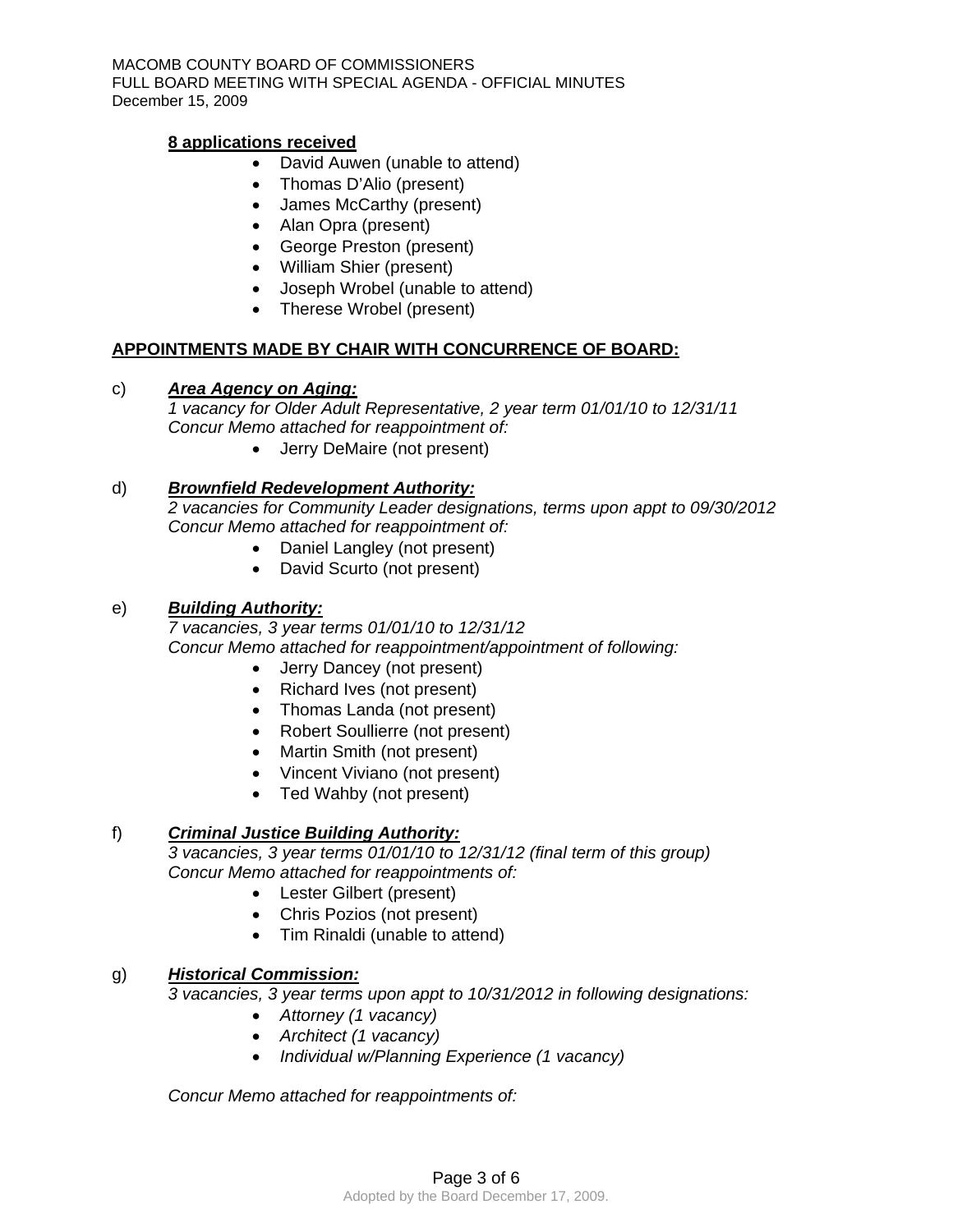**8 applications received**

- David Auwen (unable to attend)
- Thomas D'Alio (present)
- James McCarthy (present)
- Alan Opra (present)
- George Preston (present)
- William Shier (present)
- Joseph Wrobel (unable to attend)
- Therese Wrobel (present)

**APPOINTMENTS MADE BY CHAIR WITH CONCURRENCE OF BOARD:**

c) ***Area Agency on Aging:***
*1 vacancy for Older Adult Representative, 2 year term 01/01/10 to 12/31/11*
*Concur Memo attached for reappointment of:*

- Jerry DeMaire (not present)

d) ***Brownfield Redevelopment Authority:***
*2 vacancies for Community Leader designations, terms upon appt to 09/30/2012*
*Concur Memo attached for reappointment of:*

- Daniel Langley (not present)
- David Scurto (not present)

e) ***Building Authority:***
*7 vacancies, 3 year terms 01/01/10 to 12/31/12*
*Concur Memo attached for reappointment/appointment of following:*

- Jerry Dancey (not present)
- Richard Ives (not present)
- Thomas Landa (not present)
- Robert Soullierre (not present)
- Martin Smith (not present)
- Vincent Viviano (not present)
- Ted Wahby (not present)

f) ***Criminal Justice Building Authority:***
*3 vacancies, 3 year terms 01/01/10 to 12/31/12 (final term of this group)*
*Concur Memo attached for reappointments of:*

- Lester Gilbert (present)
- Chris Pozios (not present)
- Tim Rinaldi (unable to attend)

g) ***Historical Commission:***
*3 vacancies, 3 year terms upon appt to 10/31/2012 in following designations:*

- *Attorney (1 vacancy)*
- *Architect (1 vacancy)*
- *Individual w/Planning Experience (1 vacancy)*

*Concur Memo attached for reappointments of:*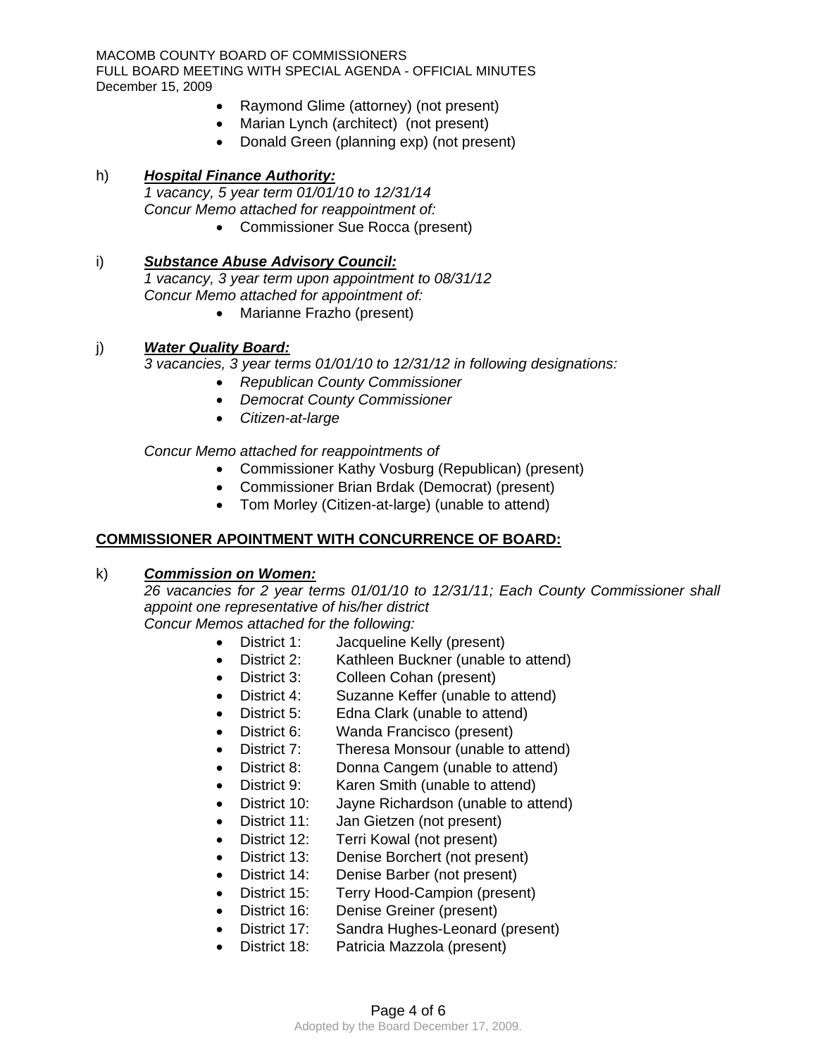- Raymond Glime (attorney) (not present)
- Marian Lynch (architect) (not present)
- Donald Green (planning exp) (not present)

h) ***Hospital Finance Authority:***
*1 vacancy, 5 year term 01/01/10 to 12/31/14*
*Concur Memo attached for reappointment of:*

- Commissioner Sue Rocca (present)

i) ***Substance Abuse Advisory Council:***
*1 vacancy, 3 year term upon appointment to 08/31/12*
*Concur Memo attached for appointment of:*

- Marianne Frazho (present)

j) ***Water Quality Board:***
*3 vacancies, 3 year terms 01/01/10 to 12/31/12 in following designations:*

- *Republican County Commissioner*
- *Democrat County Commissioner*
- *Citizen-at-large*

*Concur Memo attached for reappointments of*

- Commissioner Kathy Vosburg (Republican) (present)
- Commissioner Brian Brdak (Democrat) (present)
- Tom Morley (Citizen-at-large) (unable to attend)

**COMMISSIONER APOINTMENT WITH CONCURRENCE OF BOARD:**

k) ***Commission on Women:***
*26 vacancies for 2 year terms 01/01/10 to 12/31/11; Each County Commissioner shall appoint one representative of his/her district*
*Concur Memos attached for the following:*

- District 1: Jacqueline Kelly (present)
- District 2: Kathleen Buckner (unable to attend)
- District 3: Colleen Cohan (present)
- District 4: Suzanne Keffer (unable to attend)
- District 5: Edna Clark (unable to attend)
- District 6: Wanda Francisco (present)
- District 7: Theresa Monsour (unable to attend)
- District 8: Donna Cangem (unable to attend)
- District 9: Karen Smith (unable to attend)
- District 10: Jayne Richardson (unable to attend)
- District 11: Jan Gietzen (not present)
- District 12: Terri Kowal (not present)
- District 13: Denise Borchert (not present)
- District 14: Denise Barber (not present)
- District 15: Terry Hood-Campion (present)
- District 16: Denise Greiner (present)
- District 17: Sandra Hughes-Leonard (present)
- District 18: Patricia Mazzola (present)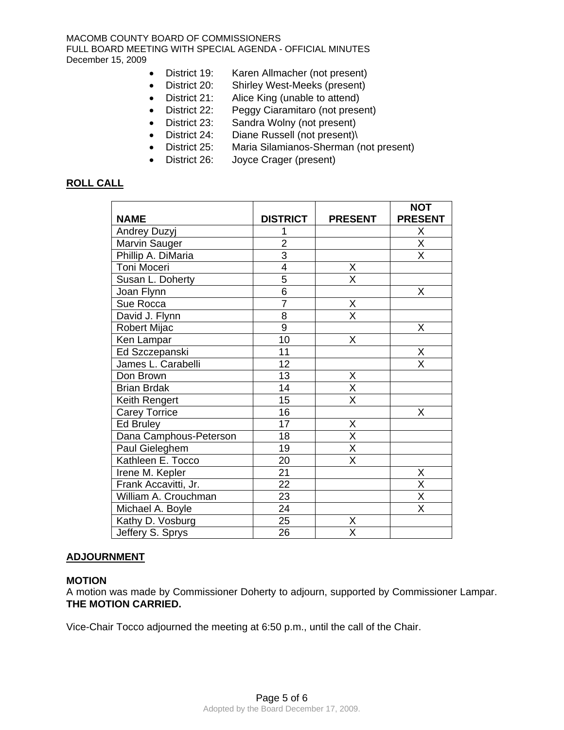- District 19: Karen Allmacher (not present)
- District 20: Shirley West-Meeks (present)
- District 21: Alice King (unable to attend)
- District 22: Peggy Ciaramitaro (not present)
- District 23: Sandra Wolny (not present)
- District 24: Diane Russell (not present)\
- District 25: Maria Silamianos-Sherman (not present)
- District 26: Joyce Crager (present)

## ROLL CALL

| NAME | DISTRICT | PRESENT | NOT PRESENT |
|---|---|---|---|
| Andrey Duzyj | 1 | | X |
| Marvin Sauger | 2 | | X |
| Phillip A. DiMaria | 3 | | X |
| Toni Moceri | 4 | X | |
| Susan L. Doherty | 5 | X | |
| Joan Flynn | 6 | | X |
| Sue Rocca | 7 | X | |
| David J. Flynn | 8 | X | |
| Robert Mijac | 9 | | X |
| Ken Lampar | 10 | X | |
| Ed Szczepanski | 11 | | X |
| James L. Carabelli | 12 | | X |
| Don Brown | 13 | X | |
| Brian Brdak | 14 | X | |
| Keith Rengert | 15 | X | |
| Carey Torrice | 16 | | X |
| Ed Bruley | 17 | X | |
| Dana Camphous-Peterson | 18 | X | |
| Paul Gieleghem | 19 | X | |
| Kathleen E. Tocco | 20 | X | |
| Irene M. Kepler | 21 | | X |
| Frank Accavitti, Jr. | 22 | | X |
| William A. Crouchman | 23 | | X |
| Michael A. Boyle | 24 | | X |
| Kathy D. Vosburg | 25 | X | |
| Jeffery S. Sprys | 26 | X | |

## ADJOURNMENT

**MOTION**
A motion was made by Commissioner Doherty to adjourn, supported by Commissioner Lampar.
**THE MOTION CARRIED.**

Vice-Chair Tocco adjourned the meeting at 6:50 p.m., until the call of the Chair.

Adopted by the Board December 17, 2009.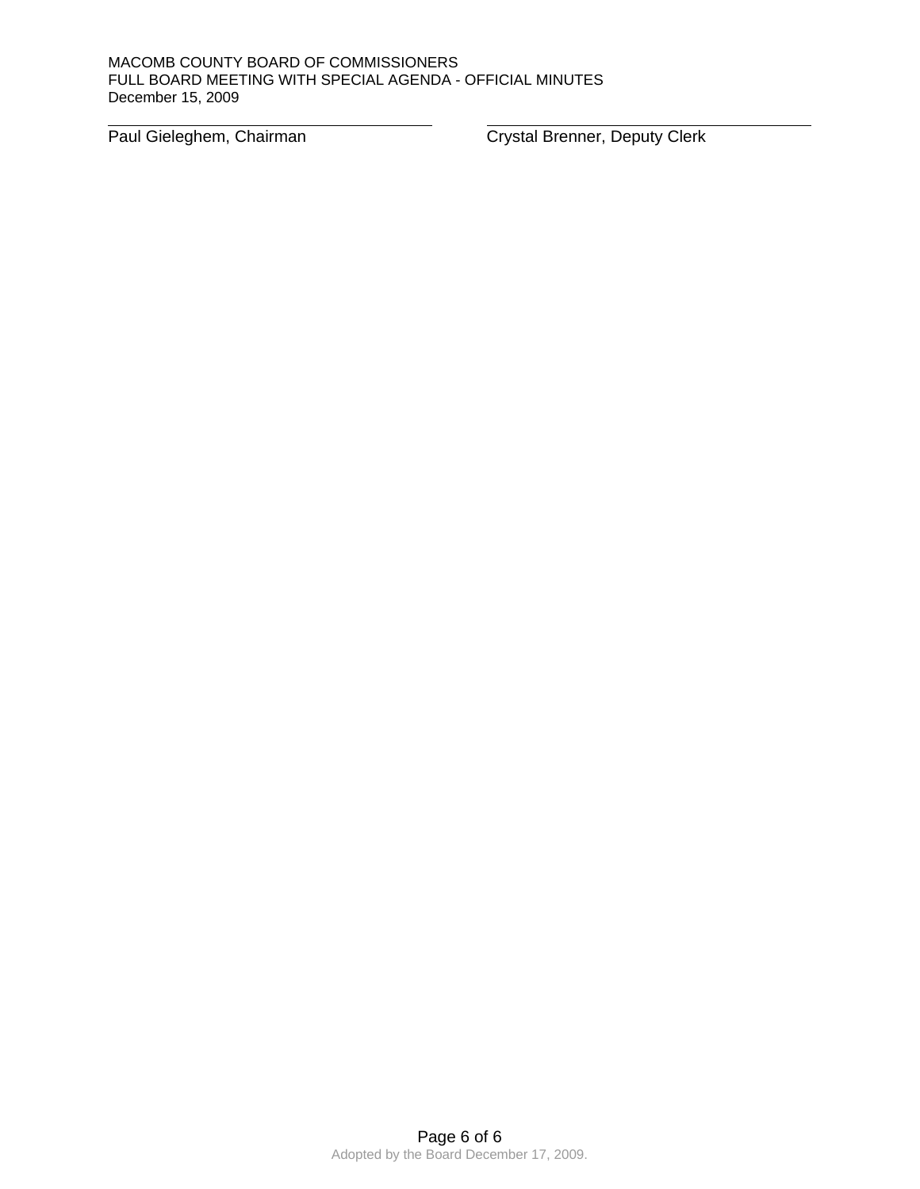Paul Gieleghem, Chairman

Crystal Brenner, Deputy Clerk

Adopted by the Board December 17, 2009.